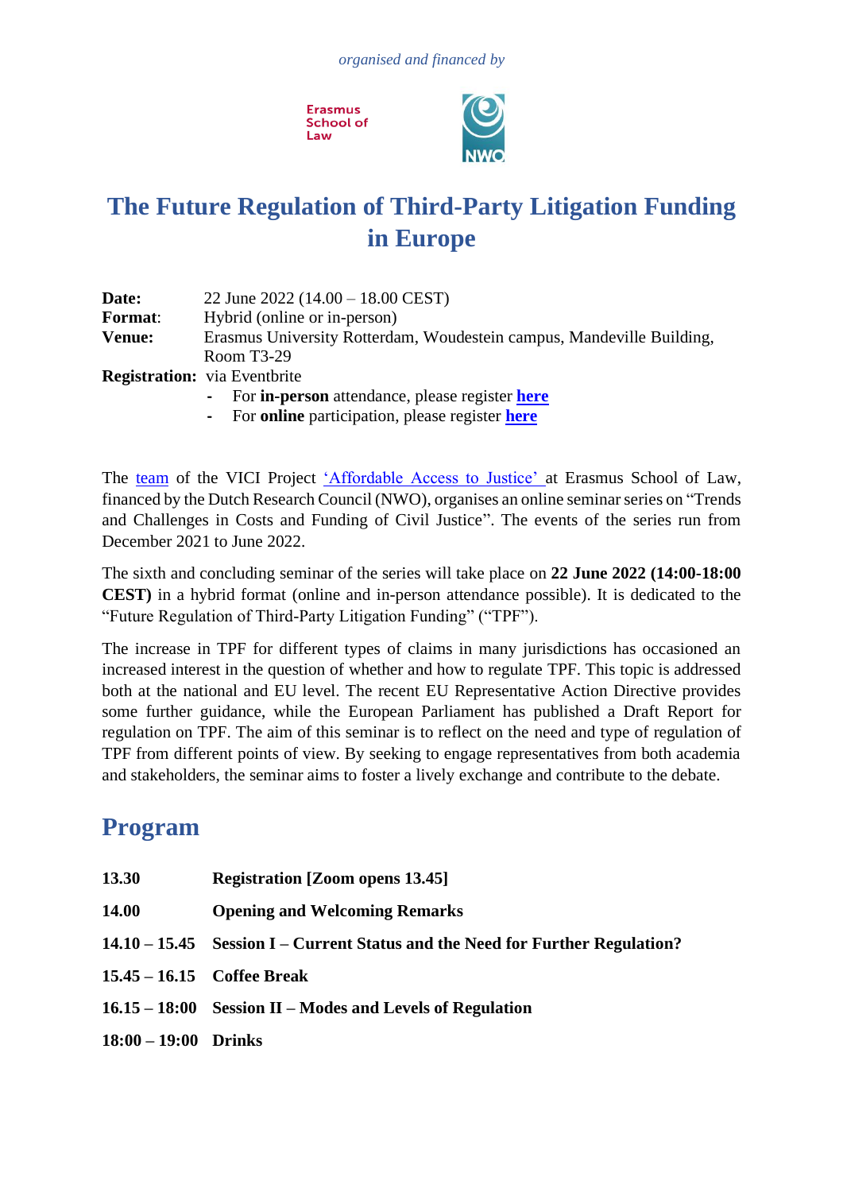*organised and financed by*

Erasmus School of Law

NWO

# The Future Regulation of Third-Party Litigation Funding in Europe

**Date:** 22 June 2022 (14.00 – 18.00 CEST)
**Format**: Hybrid (online or in-person)
**Venue:** Erasmus University Rotterdam, Woudestein campus, Mandeville Building, Room T3-29
**Registration:** via Eventbrite

- For **in-person** attendance, please register **here**
- For **online** participation, please register **here**

The team of the VICI Project 'Affordable Access to Justice' at Erasmus School of Law, financed by the Dutch Research Council (NWO), organises an online seminar series on "Trends and Challenges in Costs and Funding of Civil Justice". The events of the series run from December 2021 to June 2022.

The sixth and concluding seminar of the series will take place on **22 June 2022 (14:00-18:00 CEST)** in a hybrid format (online and in-person attendance possible). It is dedicated to the "Future Regulation of Third-Party Litigation Funding" ("TPF").

The increase in TPF for different types of claims in many jurisdictions has occasioned an increased interest in the question of whether and how to regulate TPF. This topic is addressed both at the national and EU level. The recent EU Representative Action Directive provides some further guidance, while the European Parliament has published a Draft Report for regulation on TPF. The aim of this seminar is to reflect on the need and type of regulation of TPF from different points of view. By seeking to engage representatives from both academia and stakeholders, the seminar aims to foster a lively exchange and contribute to the debate.

## Program

| | |
|---|---|
| **13.30** | **Registration [Zoom opens 13.45]** |
| **14.00** | **Opening and Welcoming Remarks** |
| **14.10 – 15.45** | **Session I – Current Status and the Need for Further Regulation?** |
| **15.45 – 16.15** | **Coffee Break** |
| **16.15 – 18:00** | **Session II – Modes and Levels of Regulation** |
| **18:00 – 19:00** | **Drinks** |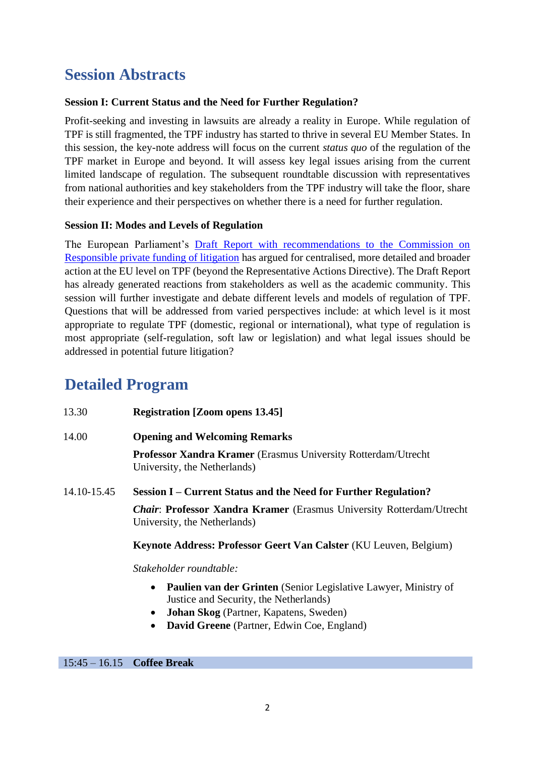## Session Abstracts

**Session I: Current Status and the Need for Further Regulation?**

Profit-seeking and investing in lawsuits are already a reality in Europe. While regulation of TPF is still fragmented, the TPF industry has started to thrive in several EU Member States. In this session, the key-note address will focus on the current *status quo* of the regulation of the TPF market in Europe and beyond. It will assess key legal issues arising from the current limited landscape of regulation. The subsequent roundtable discussion with representatives from national authorities and key stakeholders from the TPF industry will take the floor, share their experience and their perspectives on whether there is a need for further regulation.

**Session II: Modes and Levels of Regulation**

The European Parliament's Draft Report with recommendations to the Commission on Responsible private funding of litigation has argued for centralised, more detailed and broader action at the EU level on TPF (beyond the Representative Actions Directive). The Draft Report has already generated reactions from stakeholders as well as the academic community. This session will further investigate and debate different levels and models of regulation of TPF. Questions that will be addressed from varied perspectives include: at which level is it most appropriate to regulate TPF (domestic, regional or international), what type of regulation is most appropriate (self-regulation, soft law or legislation) and what legal issues should be addressed in potential future litigation?

## Detailed Program

13.30 **Registration [Zoom opens 13.45]**

14.00 **Opening and Welcoming Remarks**

**Professor Xandra Kramer** (Erasmus University Rotterdam/Utrecht University, the Netherlands)

14.10-15.45 **Session I – Current Status and the Need for Further Regulation?**

***Chair***: **Professor Xandra Kramer** (Erasmus University Rotterdam/Utrecht University, the Netherlands)

**Keynote Address: Professor Geert Van Calster** (KU Leuven, Belgium)

*Stakeholder roundtable:*

- **Paulien van der Grinten** (Senior Legislative Lawyer, Ministry of Justice and Security, the Netherlands)
- **Johan Skog** (Partner, Kapatens, Sweden)
- **David Greene** (Partner, Edwin Coe, England)

15:45 – 16.15 **Coffee Break**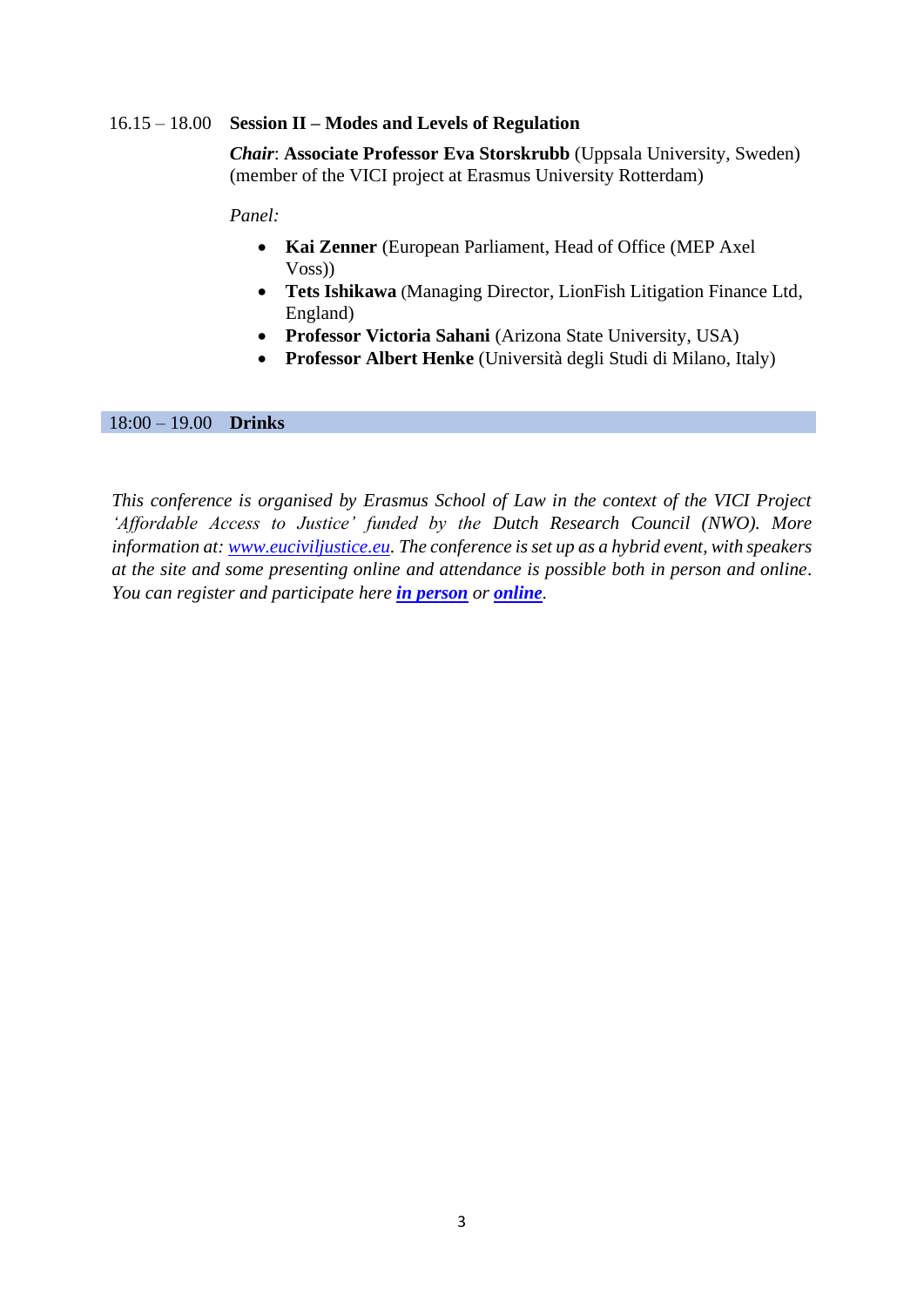16.15 – 18.00 **Session II – Modes and Levels of Regulation**

***Chair*: Associate Professor Eva Storskrubb** (Uppsala University, Sweden) (member of the VICI project at Erasmus University Rotterdam)

*Panel:*

- **Kai Zenner** (European Parliament, Head of Office (MEP Axel Voss))
- **Tets Ishikawa** (Managing Director, LionFish Litigation Finance Ltd, England)
- **Professor Victoria Sahani** (Arizona State University, USA)
- **Professor Albert Henke** (Università degli Studi di Milano, Italy)

18:00 – 19.00 **Drinks**

*This conference is organised by Erasmus School of Law in the context of the VICI Project 'Affordable Access to Justice' funded by the Dutch Research Council (NWO). More information at: [www.euciviljustice.eu](www.euciviljustice.eu). The conference is set up as a hybrid event, with speakers at the site and some presenting online and attendance is possible both in person and online. You can register and participate here* ***in person*** *or* ***online****.*